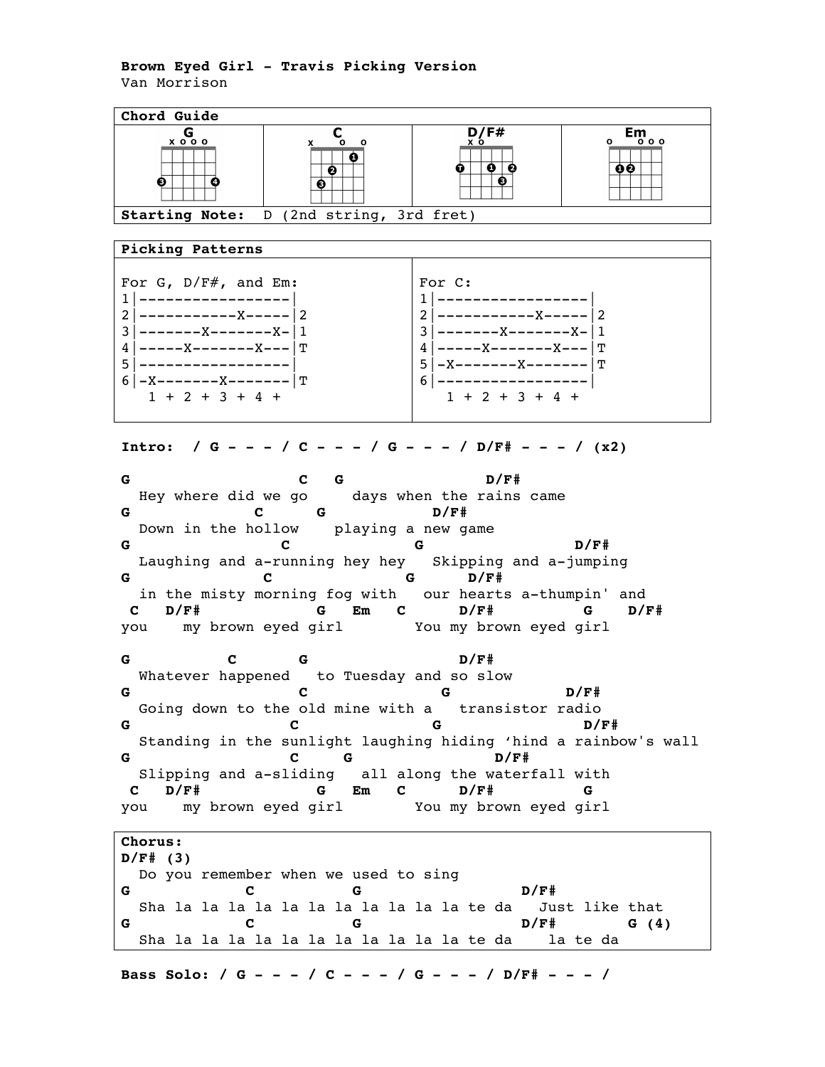**Brown Eyed Girl - Travis Picking Version**
Van Morrison

| Chord Guide | | | |
|---|---|---|---|
| G | C | D/F# | Em |
| **Starting Note:** D (2nd string, 3rd fret) | | | |

**Picking Patterns**

For G, D/F#, and Em:
```
1|-----------------|
2|-----------X-----|2
3|-------X-------X-|1
4|-----X-------X---|T
5|-----------------|
6|-X-------X-------|T
   1 + 2 + 3 + 4 +
```

For C:
```
1|-----------------|
2|-----------X-----|2
3|-------X-------X-|1
4|-----X-------X---|T
5|-X-------X-------|T
6|-----------------|
   1 + 2 + 3 + 4 +
```

**Intro: / G - - - / C - - - / G - - - / D/F# - - - / (x2)**

```
G                    C    G                D/F#
  Hey where did we go      days when the rains came
G               C      G            D/F#
  Down in the hollow    playing a new game
G                 C              G                 D/F#
  Laughing and a-running hey hey   Skipping and a-jumping
G                  C               G     D/F#
  in the misty morning fog with   our hearts a-thumpin' and
 C   D/F#              G    Em   C      D/F#          G    D/F#
you    my brown eyed girl        You my brown eyed girl

G          C       G                  D/F#
  Whatever happened   to Tuesday and so slow
G                    C             G             D/F#
  Going down to the old mine with a   transistor radio
G                  C              G                D/F#
  Standing in the sunlight laughing hiding 'hind a rainbow's wall
G                  C    G             D/F#
  Slipping and a-sliding   all along the waterfall with
 C   D/F#              G    Em   C      D/F#          G
you    my brown eyed girl        You my brown eyed girl
```

**Chorus:**
```
D/F# (3)
  Do you remember when we used to sing
G            C           G                  D/F#
  Sha la la la la la la la la la la la te da   Just like that
G            C           G                  D/F#        G (4)
  Sha la la la la la la la la la la la te da    la te da
```

**Bass Solo: / G - - - / C - - - / G - - - / D/F# - - - /**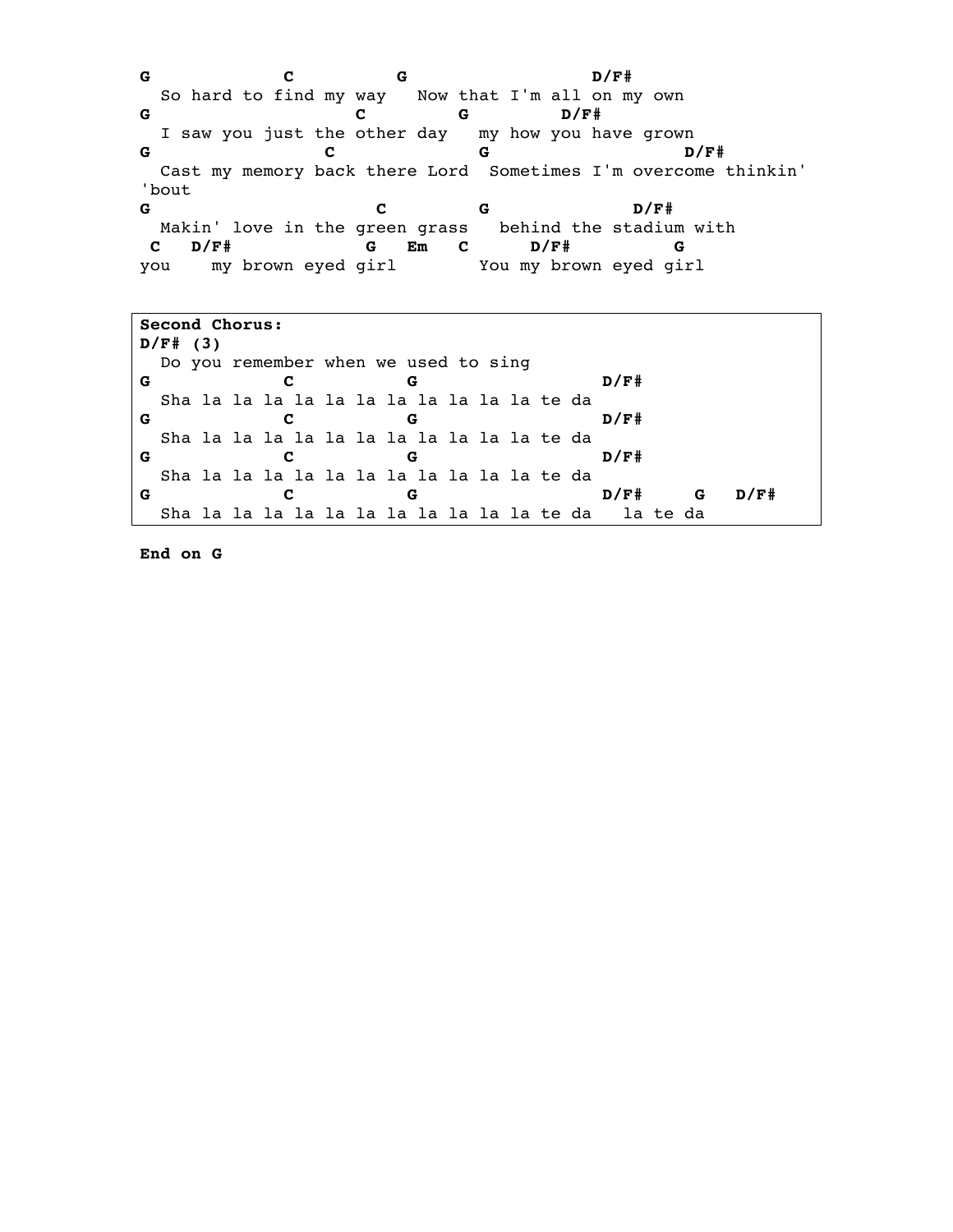```
G              C          G                  D/F#
  So hard to find my way   Now that I'm all on my own
G                    C         G         D/F#
  I saw you just the other day   my how you have grown
G                   C              G                   D/F#
  Cast my memory back there Lord  Sometimes I'm overcome thinkin'
'bout
G                        C         G              D/F#
  Makin' love in the green grass   behind the stadium with
 C   D/F#             G   Em   C      D/F#          G
you    my brown eyed girl        You my brown eyed girl
```

**Second Chorus:**

```
D/F# (3)
  Do you remember when we used to sing
G             C          G                  D/F#
  Sha la la la la la la la la la la la te da
G             C          G                  D/F#
  Sha la la la la la la la la la la la te da
G             C          G                  D/F#
  Sha la la la la la la la la la la la te da
G             C          G                  D/F#     G   D/F#
  Sha la la la la la la la la la la la te da   la te da
```

**End on G**